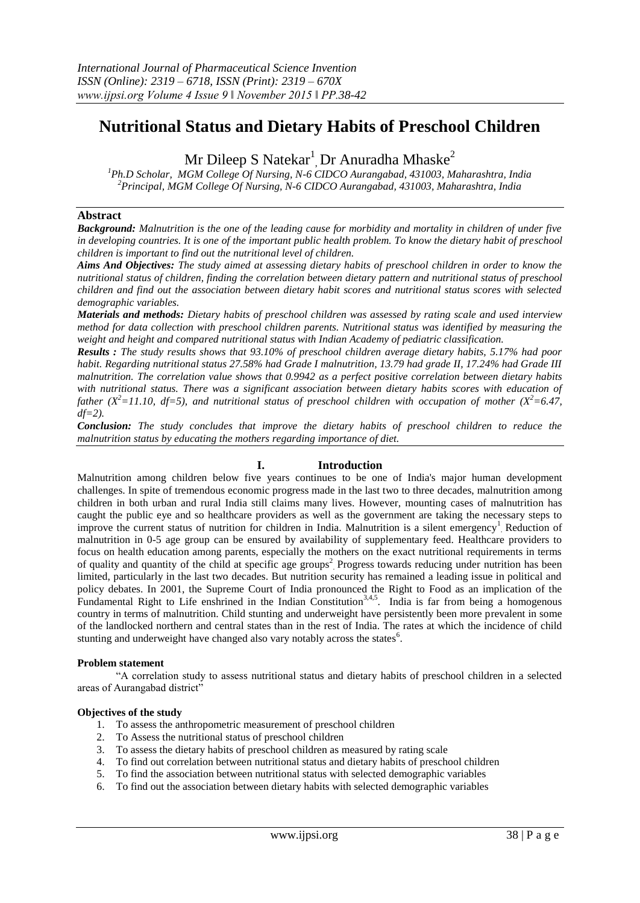# Nutritional Status and Dietary Habits of Preschool Children

Mr Dileep S Natekar[1], Dr Anuradha Mhaske[2]

[1]Ph.D Scholar, MGM College Of Nursing, N-6 CIDCO Aurangabad, 431003, Maharashtra, India
[2]Principal, MGM College Of Nursing, N-6 CIDCO Aurangabad, 431003, Maharashtra, India

## Abstract

***Background:*** *Malnutrition is the one of the leading cause for morbidity and mortality in children of under five in developing countries. It is one of the important public health problem. To know the dietary habit of preschool children is important to find out the nutritional level of children.*

***Aims And Objectives:*** *The study aimed at assessing dietary habits of preschool children in order to know the nutritional status of children, finding the correlation between dietary pattern and nutritional status of preschool children and find out the association between dietary habit scores and nutritional status scores with selected demographic variables.*

***Materials and methods:*** *Dietary habits of preschool children was assessed by rating scale and used interview method for data collection with preschool children parents. Nutritional status was identified by measuring the weight and height and compared nutritional status with Indian Academy of pediatric classification.*

***Results :*** *The study results shows that 93.10% of preschool children average dietary habits, 5.17% had poor habit. Regarding nutritional status 27.58% had Grade I malnutrition, 13.79 had grade II, 17.24% had Grade III malnutrition. The correlation value shows that 0.9942 as a perfect positive correlation between dietary habits with nutritional status. There was a significant association between dietary habits scores with education of father ($X^2$=11.10, df=5), and nutritional status of preschool children with occupation of mother ($X^2$=6.47, df=2).*

***Conclusion:*** *The study concludes that improve the dietary habits of preschool children to reduce the malnutrition status by educating the mothers regarding importance of diet.*

## I. Introduction

Malnutrition among children below five years continues to be one of India's major human development challenges. In spite of tremendous economic progress made in the last two to three decades, malnutrition among children in both urban and rural India still claims many lives. However, mounting cases of malnutrition has caught the public eye and so healthcare providers as well as the government are taking the necessary steps to improve the current status of nutrition for children in India. Malnutrition is a silent emergency[1]. Reduction of malnutrition in 0-5 age group can be ensured by availability of supplementary feed. Healthcare providers to focus on health education among parents, especially the mothers on the exact nutritional requirements in terms of quality and quantity of the child at specific age groups[2]. Progress towards reducing under nutrition has been limited, particularly in the last two decades. But nutrition security has remained a leading issue in political and policy debates. In 2001, the Supreme Court of India pronounced the Right to Food as an implication of the Fundamental Right to Life enshrined in the Indian Constitution[3,4,5]. India is far from being a homogenous country in terms of malnutrition. Child stunting and underweight have persistently been more prevalent in some of the landlocked northern and central states than in the rest of India. The rates at which the incidence of child stunting and underweight have changed also vary notably across the states[6].

### Problem statement

"A correlation study to assess nutritional status and dietary habits of preschool children in a selected areas of Aurangabad district"

### Objectives of the study

1. To assess the anthropometric measurement of preschool children
2. To Assess the nutritional status of preschool children
3. To assess the dietary habits of preschool children as measured by rating scale
4. To find out correlation between nutritional status and dietary habits of preschool children
5. To find the association between nutritional status with selected demographic variables
6. To find out the association between dietary habits with selected demographic variables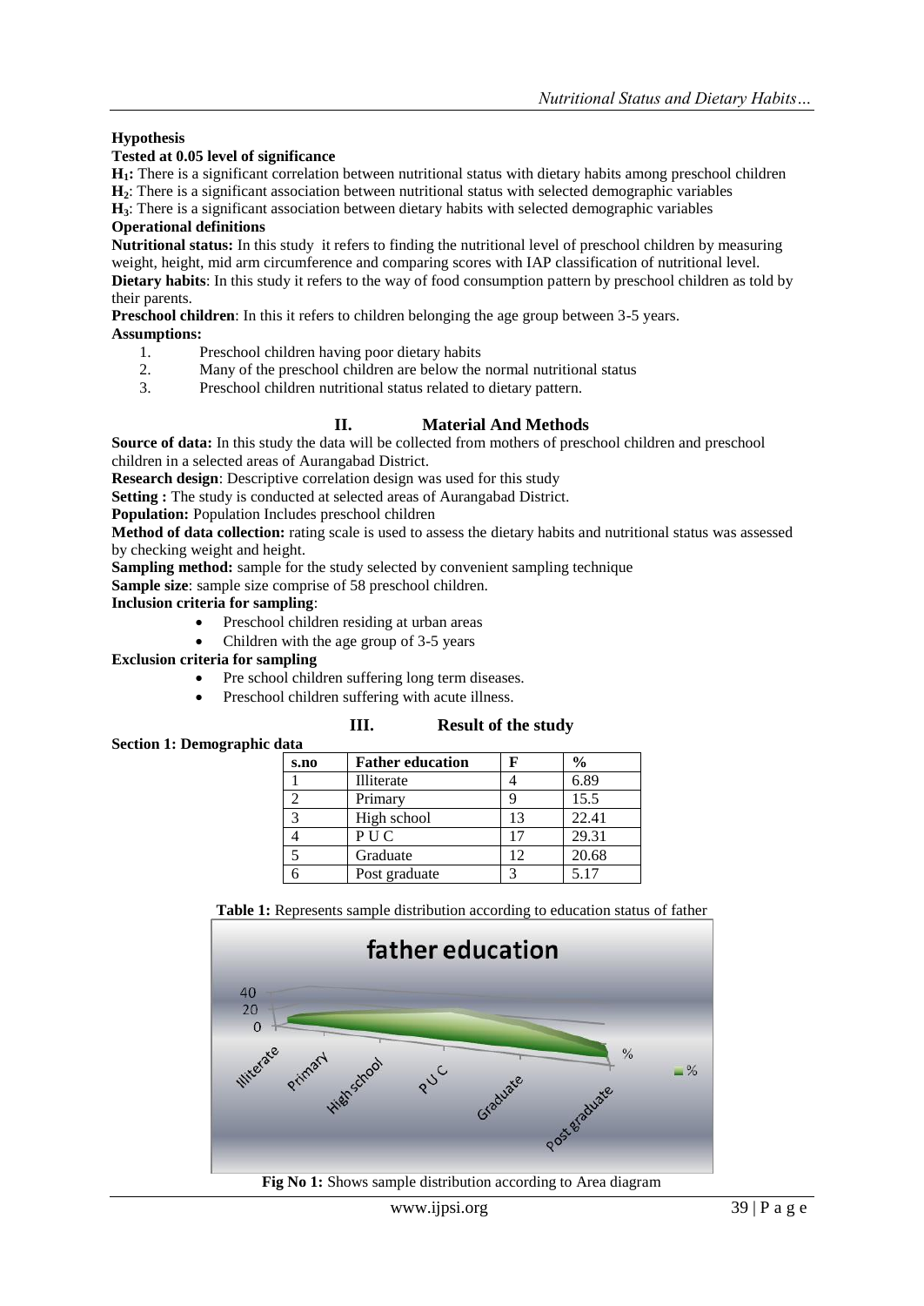**Hypothesis**

**Tested at 0.05 level of significance**

**$H_1$:** There is a significant correlation between nutritional status with dietary habits among preschool children

**$H_2$**: There is a significant association between nutritional status with selected demographic variables

**$H_3$**: There is a significant association between dietary habits with selected demographic variables

**Operational definitions**

**Nutritional status:** In this study it refers to finding the nutritional level of preschool children by measuring weight, height, mid arm circumference and comparing scores with IAP classification of nutritional level.

**Dietary habits**: In this study it refers to the way of food consumption pattern by preschool children as told by their parents.

**Preschool children**: In this it refers to children belonging the age group between 3-5 years.

**Assumptions:**

1. Preschool children having poor dietary habits
2. Many of the preschool children are below the normal nutritional status
3. Preschool children nutritional status related to dietary pattern.

## II. Material And Methods

**Source of data:** In this study the data will be collected from mothers of preschool children and preschool children in a selected areas of Aurangabad District.

**Research design**: Descriptive correlation design was used for this study

**Setting :** The study is conducted at selected areas of Aurangabad District.

**Population:** Population Includes preschool children

**Method of data collection:** rating scale is used to assess the dietary habits and nutritional status was assessed by checking weight and height.

**Sampling method:** sample for the study selected by convenient sampling technique

**Sample size**: sample size comprise of 58 preschool children.

**Inclusion criteria for sampling**:

- Preschool children residing at urban areas
- Children with the age group of 3-5 years

**Exclusion criteria for sampling**

- Pre school children suffering long term diseases.
- Preschool children suffering with acute illness.

## III. Result of the study

**Section 1: Demographic data**

| s.no | Father education | F | % |
|---|---|---|---|
| 1 | Illiterate | 4 | 6.89 |
| 2 | Primary | 9 | 15.5 |
| 3 | High school | 13 | 22.41 |
| 4 | P U C | 17 | 29.31 |
| 5 | Graduate | 12 | 20.68 |
| 6 | Post graduate | 3 | 5.17 |

**Table 1:** Represents sample distribution according to education status of father

**Fig No 1:** Shows sample distribution according to Area diagram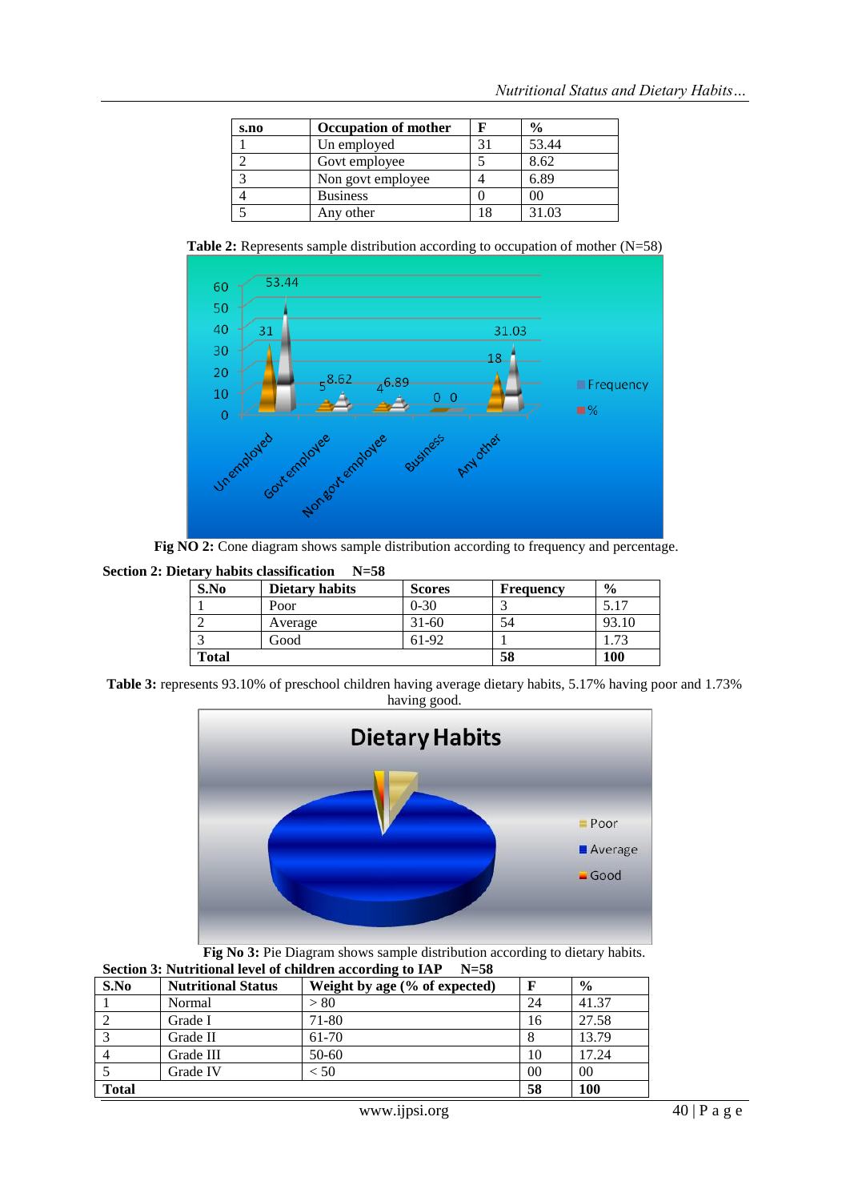| s.no | Occupation of mother | F | % |
|---|---|---|---|
| 1 | Un employed | 31 | 53.44 |
| 2 | Govt employee | 5 | 8.62 |
| 3 | Non govt employee | 4 | 6.89 |
| 4 | Business | 0 | 00 |
| 5 | Any other | 18 | 31.03 |

**Table 2:** Represents sample distribution according to occupation of mother (N=58)

**Fig NO 2:** Cone diagram shows sample distribution according to frequency and percentage.

**Section 2: Dietary habits classification N=58**

| S.No | Dietary habits | Scores | Frequency | % |
|---|---|---|---|---|
| 1 | Poor | 0-30 | 3 | 5.17 |
| 2 | Average | 31-60 | 54 | 93.10 |
| 3 | Good | 61-92 | 1 | 1.73 |
| **Total** | | | **58** | **100** |

**Table 3:** represents 93.10% of preschool children having average dietary habits, 5.17% having poor and 1.73% having good.

**Fig No 3:** Pie Diagram shows sample distribution according to dietary habits.

**Section 3: Nutritional level of children according to IAP N=58**

| S.No | Nutritional Status | Weight by age (% of expected) | F | % |
|---|---|---|---|---|
| 1 | Normal | > 80 | 24 | 41.37 |
| 2 | Grade I | 71-80 | 16 | 27.58 |
| 3 | Grade II | 61-70 | 8 | 13.79 |
| 4 | Grade III | 50-60 | 10 | 17.24 |
| 5 | Grade IV | < 50 | 00 | 00 |
| **Total** | | | **58** | **100** |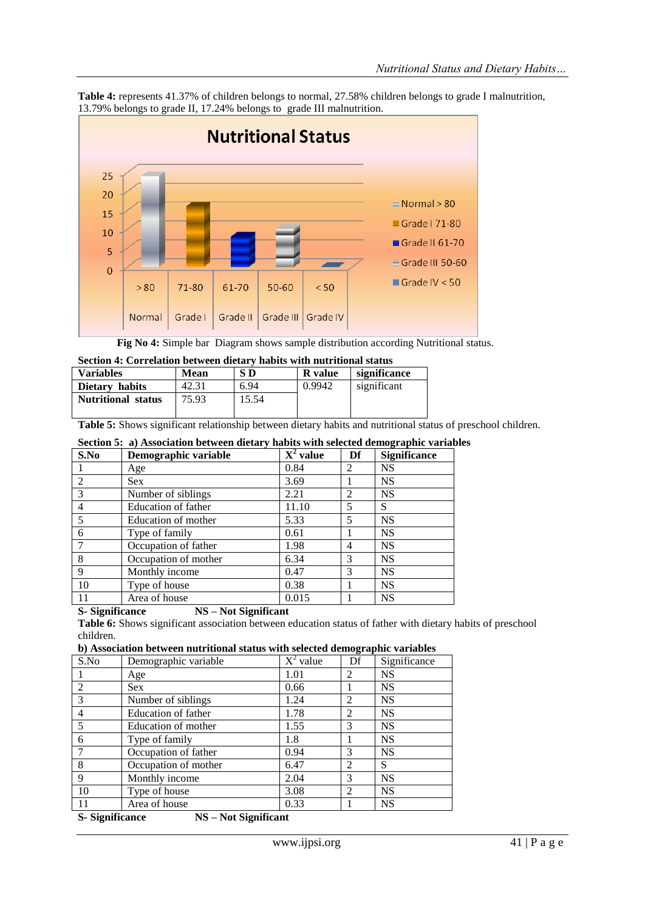**Table 4:** represents 41.37% of children belongs to normal, 27.58% children belongs to grade I malnutrition, 13.79% belongs to grade II, 17.24% belongs to grade III malnutrition.

**Fig No 4:** Simple bar Diagram shows sample distribution according Nutritional status.

### Section 4: Correlation between dietary habits with nutritional status

| Variables | Mean | S D | R value | significance |
|---|---|---|---|---|
| **Dietary habits** | 42.31 | 6.94 | 0.9942 | significant |
| **Nutritional status** | 75.93 | 15.54 | | |

**Table 5:** Shows significant relationship between dietary habits and nutritional status of preschool children.

### Section 5: a) Association between dietary habits with selected demographic variables

| S.No | Demographic variable | $X^2$ value | Df | Significance |
|---|---|---|---|---|
| 1 | Age | 0.84 | 2 | NS |
| 2 | Sex | 3.69 | 1 | NS |
| 3 | Number of siblings | 2.21 | 2 | NS |
| 4 | Education of father | 11.10 | 5 | S |
| 5 | Education of mother | 5.33 | 5 | NS |
| 6 | Type of family | 0.61 | 1 | NS |
| 7 | Occupation of father | 1.98 | 4 | NS |
| 8 | Occupation of mother | 6.34 | 3 | NS |
| 9 | Monthly income | 0.47 | 3 | NS |
| 10 | Type of house | 0.38 | 1 | NS |
| 11 | Area of house | 0.015 | 1 | NS |

**S- Significance** **NS – Not Significant**

**Table 6:** Shows significant association between education status of father with dietary habits of preschool children.

### b) Association between nutritional status with selected demographic variables

| S.No | Demographic variable | $X^2$ value | Df | Significance |
|---|---|---|---|---|
| 1 | Age | 1.01 | 2 | NS |
| 2 | Sex | 0.66 | 1 | NS |
| 3 | Number of siblings | 1.24 | 2 | NS |
| 4 | Education of father | 1.78 | 2 | NS |
| 5 | Education of mother | 1.55 | 3 | NS |
| 6 | Type of family | 1.8 | 1 | NS |
| 7 | Occupation of father | 0.94 | 3 | NS |
| 8 | Occupation of mother | 6.47 | 2 | S |
| 9 | Monthly income | 2.04 | 3 | NS |
| 10 | Type of house | 3.08 | 2 | NS |
| 11 | Area of house | 0.33 | 1 | NS |

**S- Significance** **NS – Not Significant**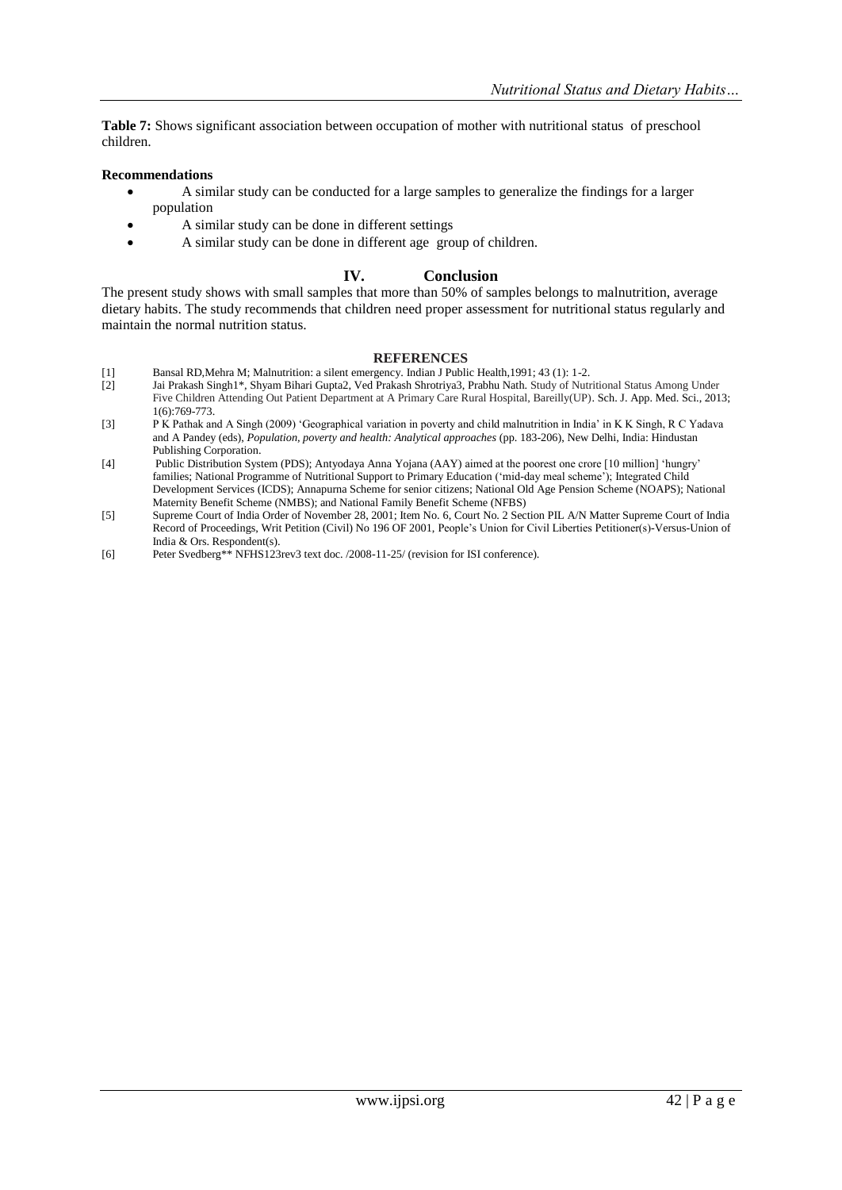**Table 7:** Shows significant association between occupation of mother with nutritional status of preschool children.

**Recommendations**

- A similar study can be conducted for a large samples to generalize the findings for a larger population
- A similar study can be done in different settings
- A similar study can be done in different age group of children.

## IV. Conclusion

The present study shows with small samples that more than 50% of samples belongs to malnutrition, average dietary habits. The study recommends that children need proper assessment for nutritional status regularly and maintain the normal nutrition status.

## REFERENCES

[1] Bansal RD,Mehra M; Malnutrition: a silent emergency. Indian J Public Health,1991; 43 (1): 1-2.

[2] Jai Prakash Singh1*, Shyam Bihari Gupta2, Ved Prakash Shrotriya3, Prabhu Nath. Study of Nutritional Status Among Under Five Children Attending Out Patient Department at A Primary Care Rural Hospital, Bareilly(UP). Sch. J. App. Med. Sci., 2013; 1(6):769-773.

[3] P K Pathak and A Singh (2009) 'Geographical variation in poverty and child malnutrition in India' in K K Singh, R C Yadava and A Pandey (eds), *Population, poverty and health: Analytical approaches* (pp. 183-206), New Delhi, India: Hindustan Publishing Corporation.

[4] Public Distribution System (PDS); Antyodaya Anna Yojana (AAY) aimed at the poorest one crore [10 million] 'hungry' families; National Programme of Nutritional Support to Primary Education ('mid-day meal scheme'); Integrated Child Development Services (ICDS); Annapurna Scheme for senior citizens; National Old Age Pension Scheme (NOAPS); National Maternity Benefit Scheme (NMBS); and National Family Benefit Scheme (NFBS)

[5] Supreme Court of India Order of November 28, 2001; Item No. 6, Court No. 2 Section PIL A/N Matter Supreme Court of India Record of Proceedings, Writ Petition (Civil) No 196 OF 2001, People's Union for Civil Liberties Petitioner(s)-Versus-Union of India & Ors. Respondent(s).

[6] Peter Svedberg** NFHS123rev3 text doc. /2008-11-25/ (revision for ISI conference).